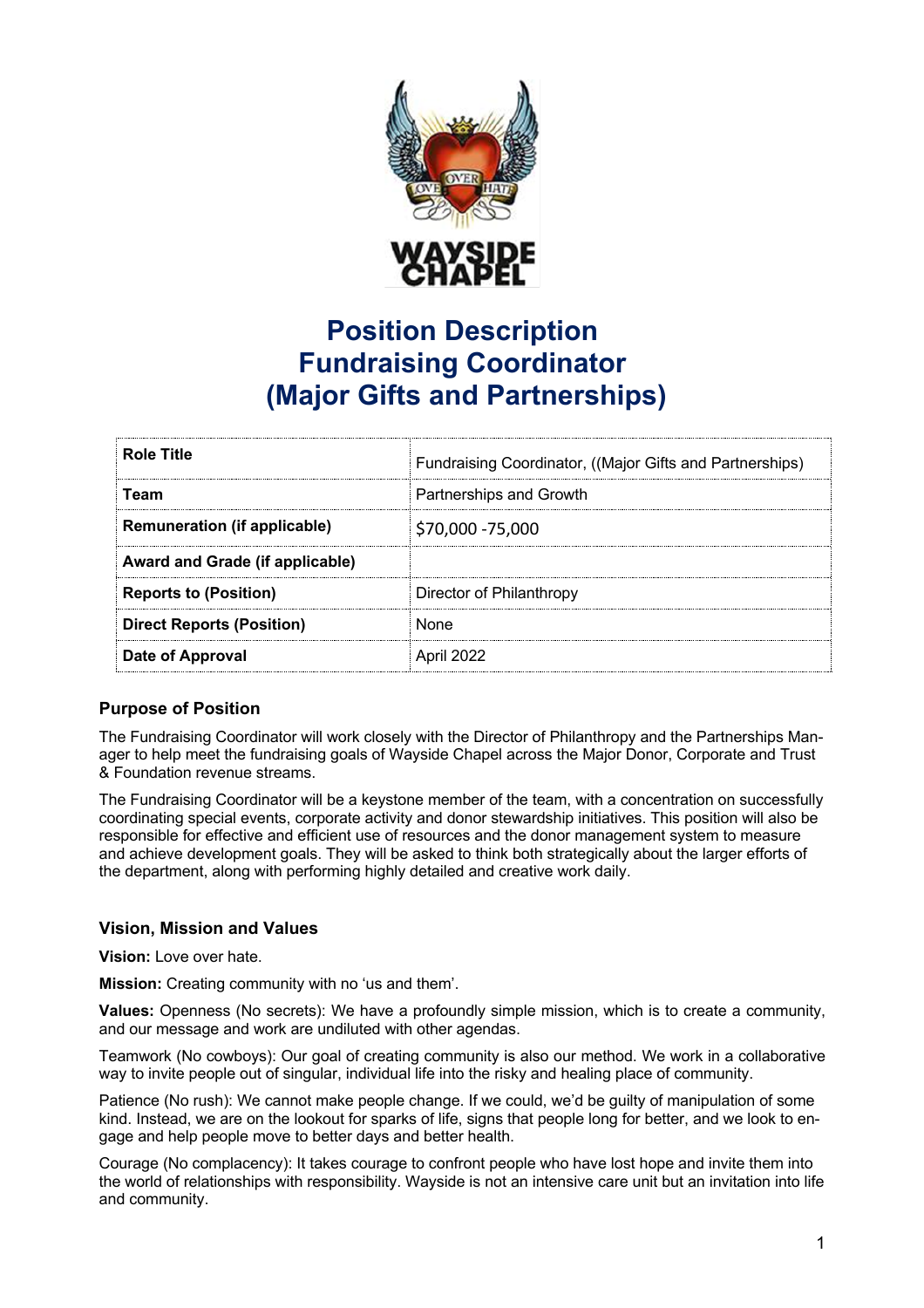# Position Description
# Fundraising Coordinator
# (Major Gifts and Partnerships)

| Role Title | Fundraising Coordinator, ((Major Gifts and Partnerships) |
|---|---|
| Team | Partnerships and Growth |
| Remuneration (if applicable) | $70,000 -75,000 |
| Award and Grade (if applicable) | |
| Reports to (Position) | Director of Philanthropy |
| Direct Reports (Position) | None |
| Date of Approval | April 2022 |

### Purpose of Position

The Fundraising Coordinator will work closely with the Director of Philanthropy and the Partnerships Manager to help meet the fundraising goals of Wayside Chapel across the Major Donor, Corporate and Trust & Foundation revenue streams.

The Fundraising Coordinator will be a keystone member of the team, with a concentration on successfully coordinating special events, corporate activity and donor stewardship initiatives. This position will also be responsible for effective and efficient use of resources and the donor management system to measure and achieve development goals. They will be asked to think both strategically about the larger efforts of the department, along with performing highly detailed and creative work daily.

### Vision, Mission and Values

**Vision:** Love over hate.

**Mission:** Creating community with no 'us and them'.

**Values:** Openness (No secrets): We have a profoundly simple mission, which is to create a community, and our message and work are undiluted with other agendas.

Teamwork (No cowboys): Our goal of creating community is also our method. We work in a collaborative way to invite people out of singular, individual life into the risky and healing place of community.

Patience (No rush): We cannot make people change. If we could, we'd be guilty of manipulation of some kind. Instead, we are on the lookout for sparks of life, signs that people long for better, and we look to engage and help people move to better days and better health.

Courage (No complacency): It takes courage to confront people who have lost hope and invite them into the world of relationships with responsibility. Wayside is not an intensive care unit but an invitation into life and community.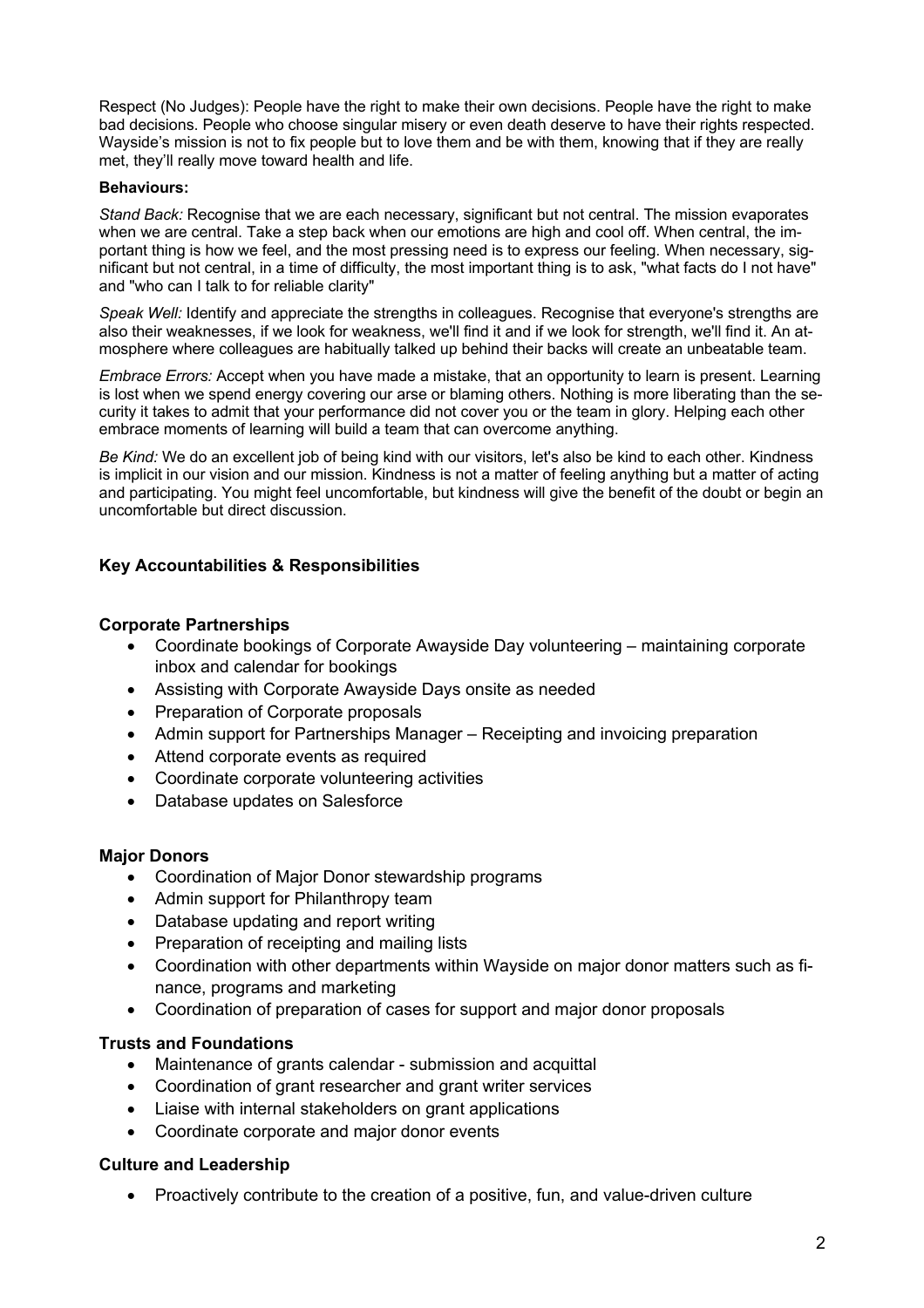Respect (No Judges): People have the right to make their own decisions. People have the right to make bad decisions. People who choose singular misery or even death deserve to have their rights respected. Wayside's mission is not to fix people but to love them and be with them, knowing that if they are really met, they'll really move toward health and life.

**Behaviours:**

*Stand Back:* Recognise that we are each necessary, significant but not central. The mission evaporates when we are central. Take a step back when our emotions are high and cool off. When central, the important thing is how we feel, and the most pressing need is to express our feeling. When necessary, significant but not central, in a time of difficulty, the most important thing is to ask, "what facts do I not have" and "who can I talk to for reliable clarity"

*Speak Well:* Identify and appreciate the strengths in colleagues. Recognise that everyone's strengths are also their weaknesses, if we look for weakness, we'll find it and if we look for strength, we'll find it. An atmosphere where colleagues are habitually talked up behind their backs will create an unbeatable team.

*Embrace Errors:* Accept when you have made a mistake, that an opportunity to learn is present. Learning is lost when we spend energy covering our arse or blaming others. Nothing is more liberating than the security it takes to admit that your performance did not cover you or the team in glory. Helping each other embrace moments of learning will build a team that can overcome anything.

*Be Kind:* We do an excellent job of being kind with our visitors, let's also be kind to each other. Kindness is implicit in our vision and our mission. Kindness is not a matter of feeling anything but a matter of acting and participating. You might feel uncomfortable, but kindness will give the benefit of the doubt or begin an uncomfortable but direct discussion.

## Key Accountabilities & Responsibilities

### Corporate Partnerships

- Coordinate bookings of Corporate Awayside Day volunteering – maintaining corporate inbox and calendar for bookings
- Assisting with Corporate Awayside Days onsite as needed
- Preparation of Corporate proposals
- Admin support for Partnerships Manager – Receipting and invoicing preparation
- Attend corporate events as required
- Coordinate corporate volunteering activities
- Database updates on Salesforce

### Major Donors

- Coordination of Major Donor stewardship programs
- Admin support for Philanthropy team
- Database updating and report writing
- Preparation of receipting and mailing lists
- Coordination with other departments within Wayside on major donor matters such as finance, programs and marketing
- Coordination of preparation of cases for support and major donor proposals

### Trusts and Foundations

- Maintenance of grants calendar - submission and acquittal
- Coordination of grant researcher and grant writer services
- Liaise with internal stakeholders on grant applications
- Coordinate corporate and major donor events

### Culture and Leadership

- Proactively contribute to the creation of a positive, fun, and value-driven culture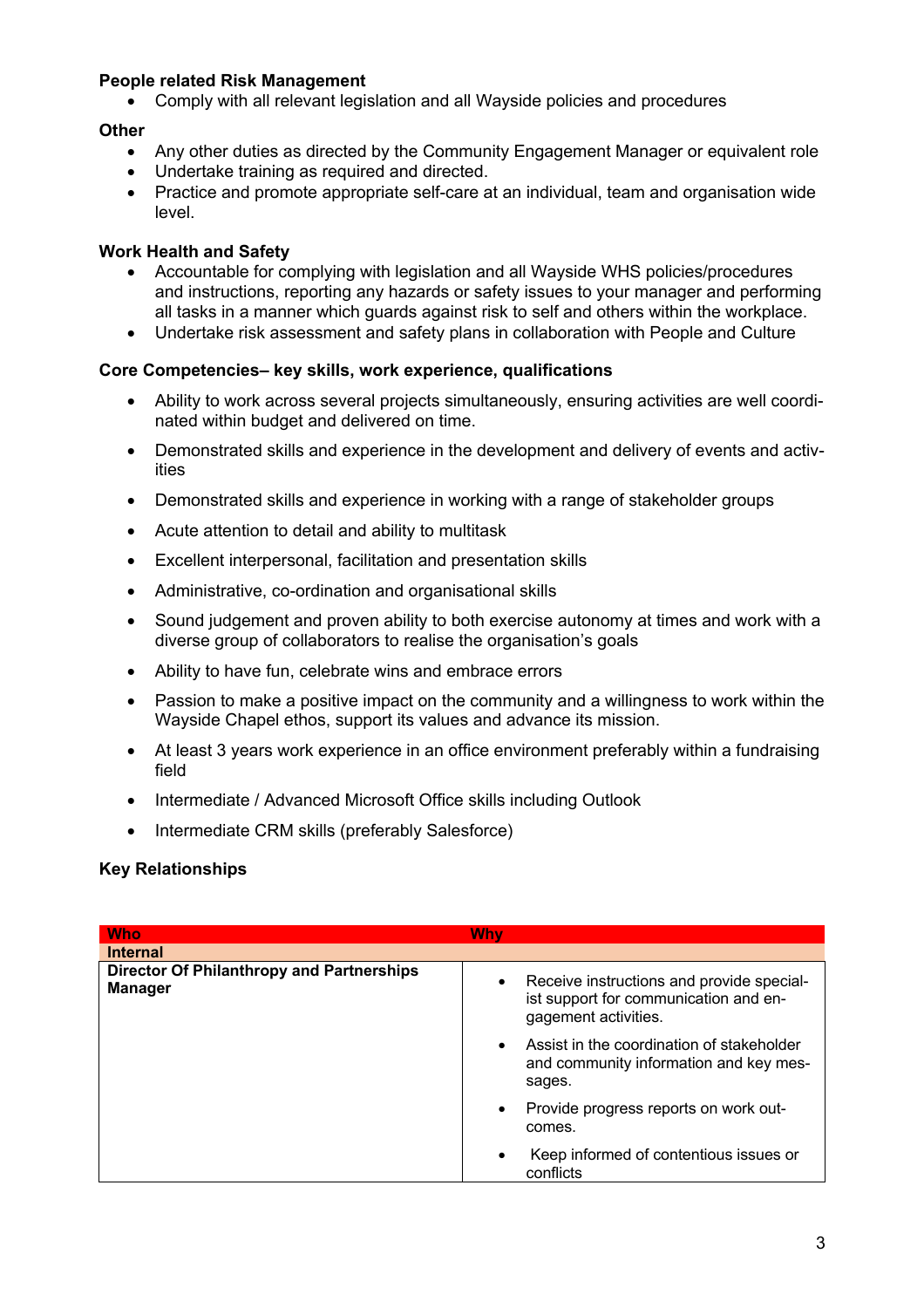**People related Risk Management**

- Comply with all relevant legislation and all Wayside policies and procedures

**Other**

- Any other duties as directed by the Community Engagement Manager or equivalent role
- Undertake training as required and directed.
- Practice and promote appropriate self-care at an individual, team and organisation wide level.

**Work Health and Safety**

- Accountable for complying with legislation and all Wayside WHS policies/procedures and instructions, reporting any hazards or safety issues to your manager and performing all tasks in a manner which guards against risk to self and others within the workplace.
- Undertake risk assessment and safety plans in collaboration with People and Culture

**Core Competencies– key skills, work experience, qualifications**

- Ability to work across several projects simultaneously, ensuring activities are well coordinated within budget and delivered on time.
- Demonstrated skills and experience in the development and delivery of events and activities
- Demonstrated skills and experience in working with a range of stakeholder groups
- Acute attention to detail and ability to multitask
- Excellent interpersonal, facilitation and presentation skills
- Administrative, co-ordination and organisational skills
- Sound judgement and proven ability to both exercise autonomy at times and work with a diverse group of collaborators to realise the organisation's goals
- Ability to have fun, celebrate wins and embrace errors
- Passion to make a positive impact on the community and a willingness to work within the Wayside Chapel ethos, support its values and advance its mission.
- At least 3 years work experience in an office environment preferably within a fundraising field
- Intermediate / Advanced Microsoft Office skills including Outlook
- Intermediate CRM skills (preferably Salesforce)

**Key Relationships**

| Who | Why |
|---|---|
| **Internal** | |
| **Director Of Philanthropy and Partnerships Manager** | • Receive instructions and provide specialist support for communication and engagement activities.<br>• Assist in the coordination of stakeholder and community information and key messages.<br>• Provide progress reports on work outcomes.<br>• Keep informed of contentious issues or conflicts |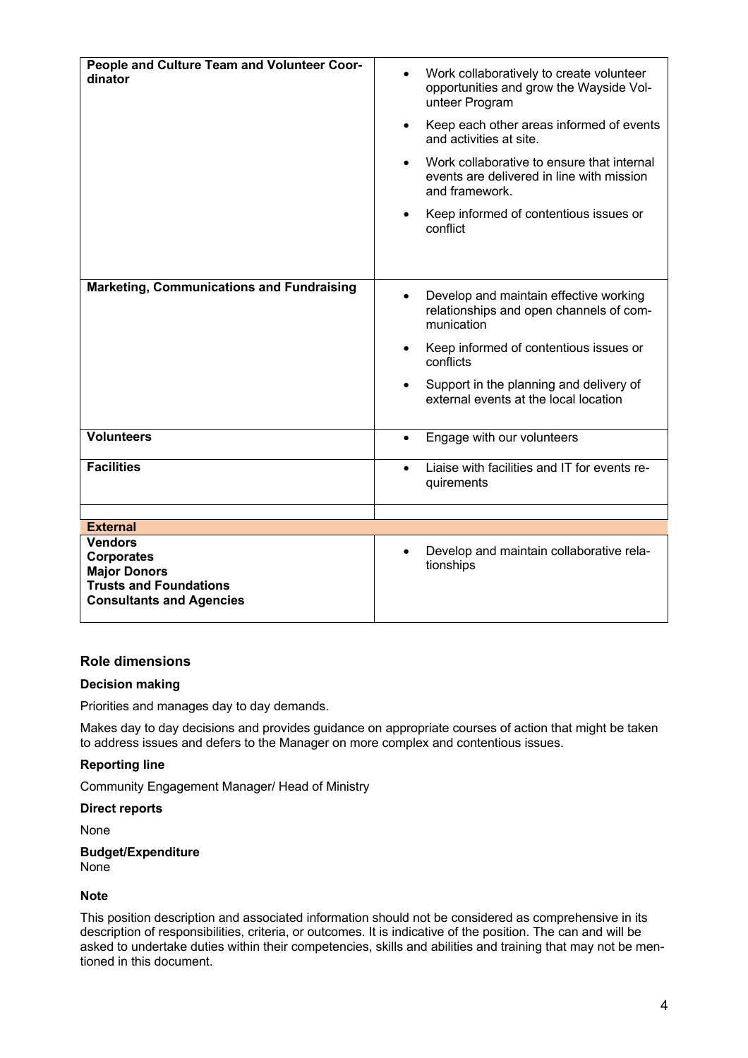| | |
|---|---|
| **People and Culture Team and Volunteer Coordinator** | • Work collaboratively to create volunteer opportunities and grow the Wayside Volunteer Program<br>• Keep each other areas informed of events and activities at site.<br>• Work collaborative to ensure that internal events are delivered in line with mission and framework.<br>• Keep informed of contentious issues or conflict |
| **Marketing, Communications and Fundraising** | • Develop and maintain effective working relationships and open channels of communication<br>• Keep informed of contentious issues or conflicts<br>• Support in the planning and delivery of external events at the local location |
| **Volunteers** | • Engage with our volunteers |
| **Facilities** | • Liaise with facilities and IT for events requirements |
| | |
| **External** | |
| **Vendors**<br>**Corporates**<br>**Major Donors**<br>**Trusts and Foundations**<br>**Consultants and Agencies** | • Develop and maintain collaborative relationships |

### Role dimensions

**Decision making**

Priorities and manages day to day demands.

Makes day to day decisions and provides guidance on appropriate courses of action that might be taken to address issues and defers to the Manager on more complex and contentious issues.

**Reporting line**

Community Engagement Manager/ Head of Ministry

**Direct reports**

None

**Budget/Expenditure**

None

**Note**

This position description and associated information should not be considered as comprehensive in its description of responsibilities, criteria, or outcomes. It is indicative of the position. The can and will be asked to undertake duties within their competencies, skills and abilities and training that may not be mentioned in this document.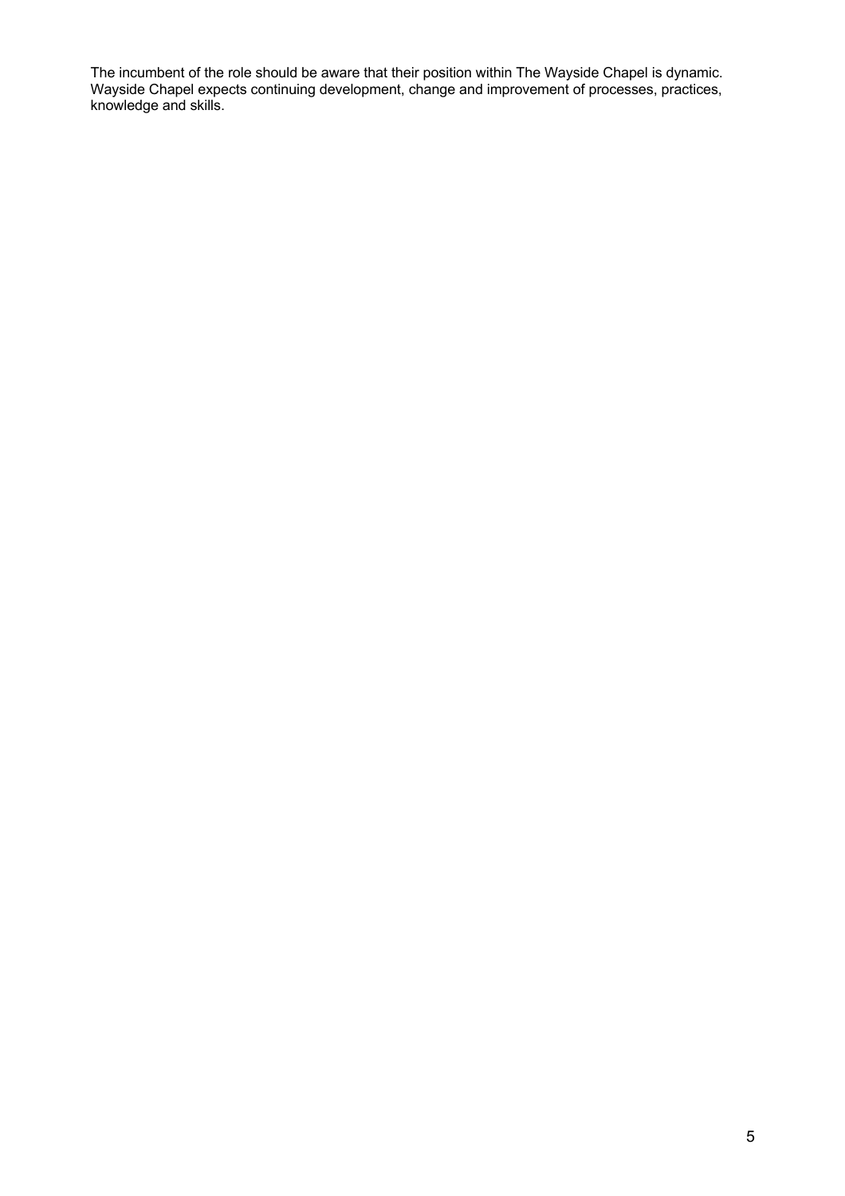The incumbent of the role should be aware that their position within The Wayside Chapel is dynamic. Wayside Chapel expects continuing development, change and improvement of processes, practices, knowledge and skills.